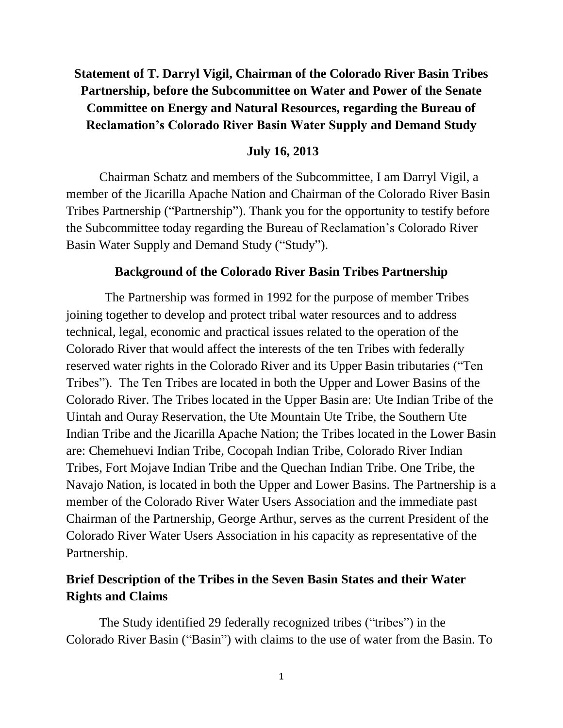# Statement of T. Darryl Vigil, Chairman of the Colorado River Basin Tribes Partnership, before the Subcommittee on Water and Power of the Senate Committee on Energy and Natural Resources, regarding the Bureau of Reclamation's Colorado River Basin Water Supply and Demand Study

**July 16, 2013**

Chairman Schatz and members of the Subcommittee, I am Darryl Vigil, a member of the Jicarilla Apache Nation and Chairman of the Colorado River Basin Tribes Partnership ("Partnership"). Thank you for the opportunity to testify before the Subcommittee today regarding the Bureau of Reclamation's Colorado River Basin Water Supply and Demand Study ("Study").

## Background of the Colorado River Basin Tribes Partnership

The Partnership was formed in 1992 for the purpose of member Tribes joining together to develop and protect tribal water resources and to address technical, legal, economic and practical issues related to the operation of the Colorado River that would affect the interests of the ten Tribes with federally reserved water rights in the Colorado River and its Upper Basin tributaries ("Ten Tribes"). The Ten Tribes are located in both the Upper and Lower Basins of the Colorado River. The Tribes located in the Upper Basin are: Ute Indian Tribe of the Uintah and Ouray Reservation, the Ute Mountain Ute Tribe, the Southern Ute Indian Tribe and the Jicarilla Apache Nation; the Tribes located in the Lower Basin are: Chemehuevi Indian Tribe, Cocopah Indian Tribe, Colorado River Indian Tribes, Fort Mojave Indian Tribe and the Quechan Indian Tribe. One Tribe, the Navajo Nation, is located in both the Upper and Lower Basins. The Partnership is a member of the Colorado River Water Users Association and the immediate past Chairman of the Partnership, George Arthur, serves as the current President of the Colorado River Water Users Association in his capacity as representative of the Partnership.

## Brief Description of the Tribes in the Seven Basin States and their Water Rights and Claims

The Study identified 29 federally recognized tribes ("tribes") in the Colorado River Basin ("Basin") with claims to the use of water from the Basin. To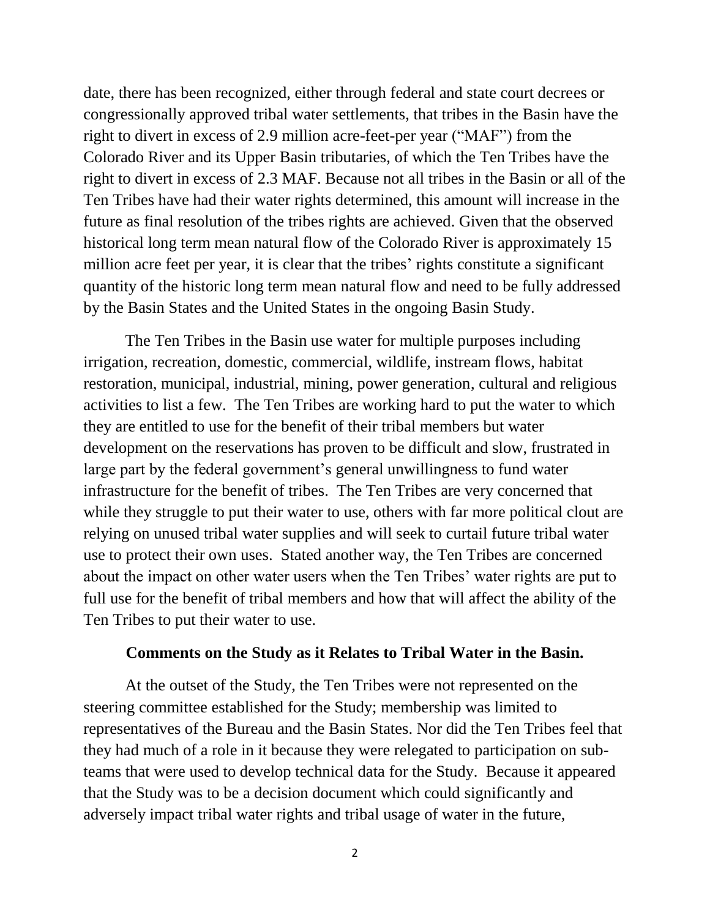date, there has been recognized, either through federal and state court decrees or congressionally approved tribal water settlements, that tribes in the Basin have the right to divert in excess of 2.9 million acre-feet-per year ("MAF") from the Colorado River and its Upper Basin tributaries, of which the Ten Tribes have the right to divert in excess of 2.3 MAF. Because not all tribes in the Basin or all of the Ten Tribes have had their water rights determined, this amount will increase in the future as final resolution of the tribes rights are achieved. Given that the observed historical long term mean natural flow of the Colorado River is approximately 15 million acre feet per year, it is clear that the tribes' rights constitute a significant quantity of the historic long term mean natural flow and need to be fully addressed by the Basin States and the United States in the ongoing Basin Study.

The Ten Tribes in the Basin use water for multiple purposes including irrigation, recreation, domestic, commercial, wildlife, instream flows, habitat restoration, municipal, industrial, mining, power generation, cultural and religious activities to list a few. The Ten Tribes are working hard to put the water to which they are entitled to use for the benefit of their tribal members but water development on the reservations has proven to be difficult and slow, frustrated in large part by the federal government's general unwillingness to fund water infrastructure for the benefit of tribes. The Ten Tribes are very concerned that while they struggle to put their water to use, others with far more political clout are relying on unused tribal water supplies and will seek to curtail future tribal water use to protect their own uses. Stated another way, the Ten Tribes are concerned about the impact on other water users when the Ten Tribes' water rights are put to full use for the benefit of tribal members and how that will affect the ability of the Ten Tribes to put their water to use.

**Comments on the Study as it Relates to Tribal Water in the Basin.**

At the outset of the Study, the Ten Tribes were not represented on the steering committee established for the Study; membership was limited to representatives of the Bureau and the Basin States. Nor did the Ten Tribes feel that they had much of a role in it because they were relegated to participation on sub-teams that were used to develop technical data for the Study. Because it appeared that the Study was to be a decision document which could significantly and adversely impact tribal water rights and tribal usage of water in the future,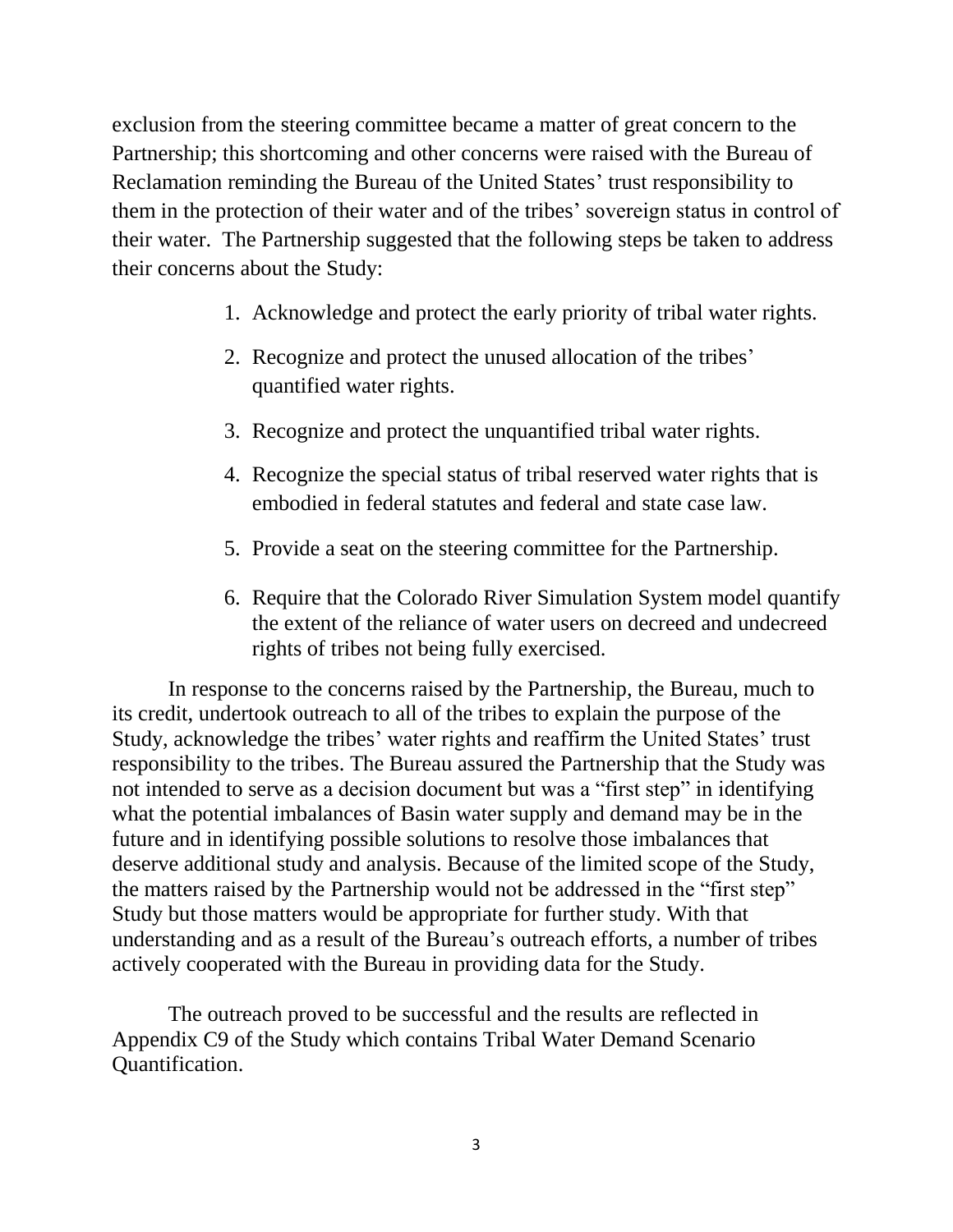exclusion from the steering committee became a matter of great concern to the Partnership; this shortcoming and other concerns were raised with the Bureau of Reclamation reminding the Bureau of the United States' trust responsibility to them in the protection of their water and of the tribes' sovereign status in control of their water. The Partnership suggested that the following steps be taken to address their concerns about the Study:

1. Acknowledge and protect the early priority of tribal water rights.
2. Recognize and protect the unused allocation of the tribes' quantified water rights.
3. Recognize and protect the unquantified tribal water rights.
4. Recognize the special status of tribal reserved water rights that is embodied in federal statutes and federal and state case law.
5. Provide a seat on the steering committee for the Partnership.
6. Require that the Colorado River Simulation System model quantify the extent of the reliance of water users on decreed and undecreed rights of tribes not being fully exercised.

In response to the concerns raised by the Partnership, the Bureau, much to its credit, undertook outreach to all of the tribes to explain the purpose of the Study, acknowledge the tribes' water rights and reaffirm the United States' trust responsibility to the tribes. The Bureau assured the Partnership that the Study was not intended to serve as a decision document but was a "first step" in identifying what the potential imbalances of Basin water supply and demand may be in the future and in identifying possible solutions to resolve those imbalances that deserve additional study and analysis. Because of the limited scope of the Study, the matters raised by the Partnership would not be addressed in the "first step" Study but those matters would be appropriate for further study. With that understanding and as a result of the Bureau's outreach efforts, a number of tribes actively cooperated with the Bureau in providing data for the Study.

The outreach proved to be successful and the results are reflected in Appendix C9 of the Study which contains Tribal Water Demand Scenario Quantification.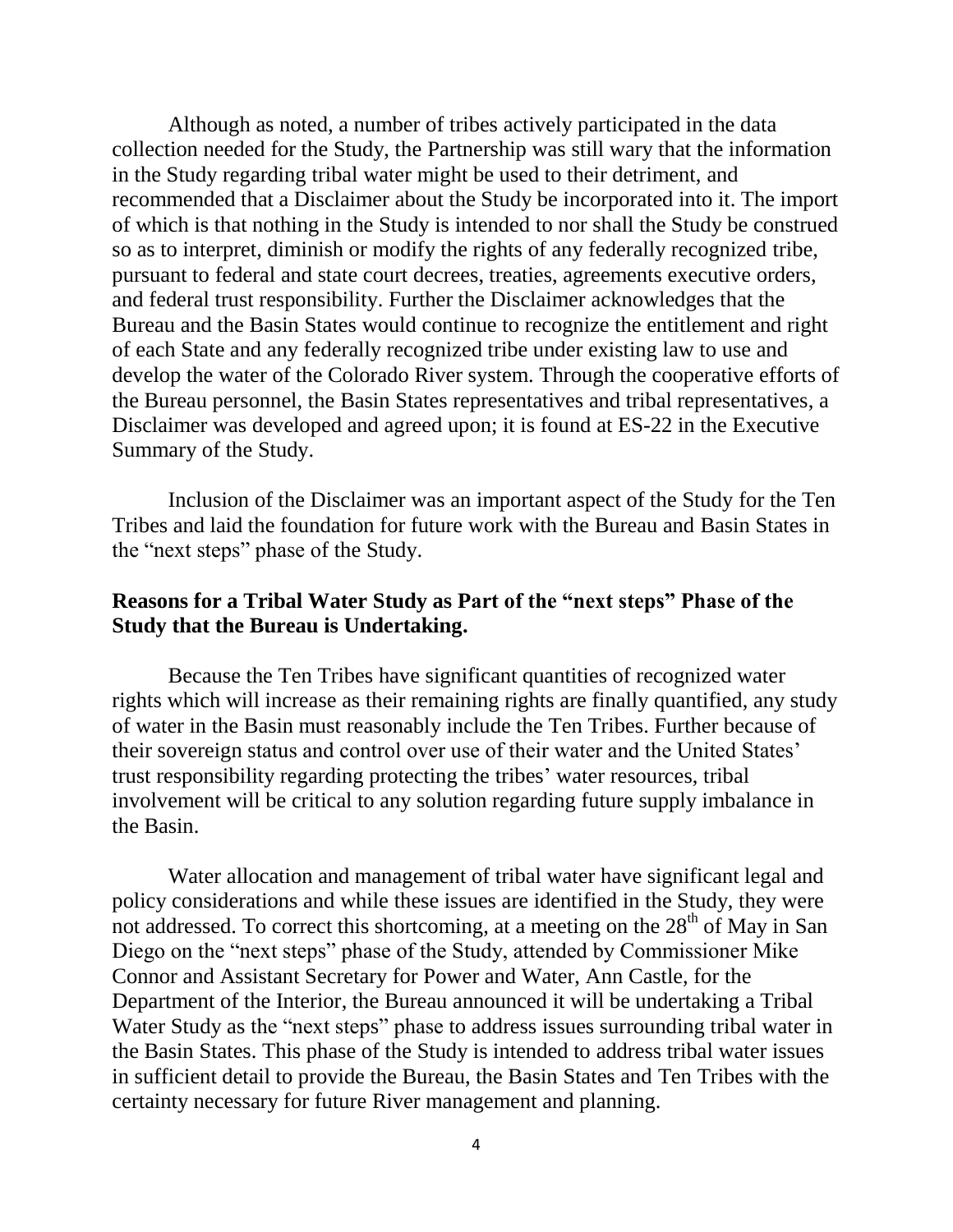Although as noted, a number of tribes actively participated in the data collection needed for the Study, the Partnership was still wary that the information in the Study regarding tribal water might be used to their detriment, and recommended that a Disclaimer about the Study be incorporated into it. The import of which is that nothing in the Study is intended to nor shall the Study be construed so as to interpret, diminish or modify the rights of any federally recognized tribe, pursuant to federal and state court decrees, treaties, agreements executive orders, and federal trust responsibility. Further the Disclaimer acknowledges that the Bureau and the Basin States would continue to recognize the entitlement and right of each State and any federally recognized tribe under existing law to use and develop the water of the Colorado River system. Through the cooperative efforts of the Bureau personnel, the Basin States representatives and tribal representatives, a Disclaimer was developed and agreed upon; it is found at ES-22 in the Executive Summary of the Study.

Inclusion of the Disclaimer was an important aspect of the Study for the Ten Tribes and laid the foundation for future work with the Bureau and Basin States in the "next steps" phase of the Study.

**Reasons for a Tribal Water Study as Part of the "next steps" Phase of the Study that the Bureau is Undertaking.**

Because the Ten Tribes have significant quantities of recognized water rights which will increase as their remaining rights are finally quantified, any study of water in the Basin must reasonably include the Ten Tribes. Further because of their sovereign status and control over use of their water and the United States' trust responsibility regarding protecting the tribes' water resources, tribal involvement will be critical to any solution regarding future supply imbalance in the Basin.

Water allocation and management of tribal water have significant legal and policy considerations and while these issues are identified in the Study, they were not addressed. To correct this shortcoming, at a meeting on the 28th of May in San Diego on the "next steps" phase of the Study, attended by Commissioner Mike Connor and Assistant Secretary for Power and Water, Ann Castle, for the Department of the Interior, the Bureau announced it will be undertaking a Tribal Water Study as the "next steps" phase to address issues surrounding tribal water in the Basin States. This phase of the Study is intended to address tribal water issues in sufficient detail to provide the Bureau, the Basin States and Ten Tribes with the certainty necessary for future River management and planning.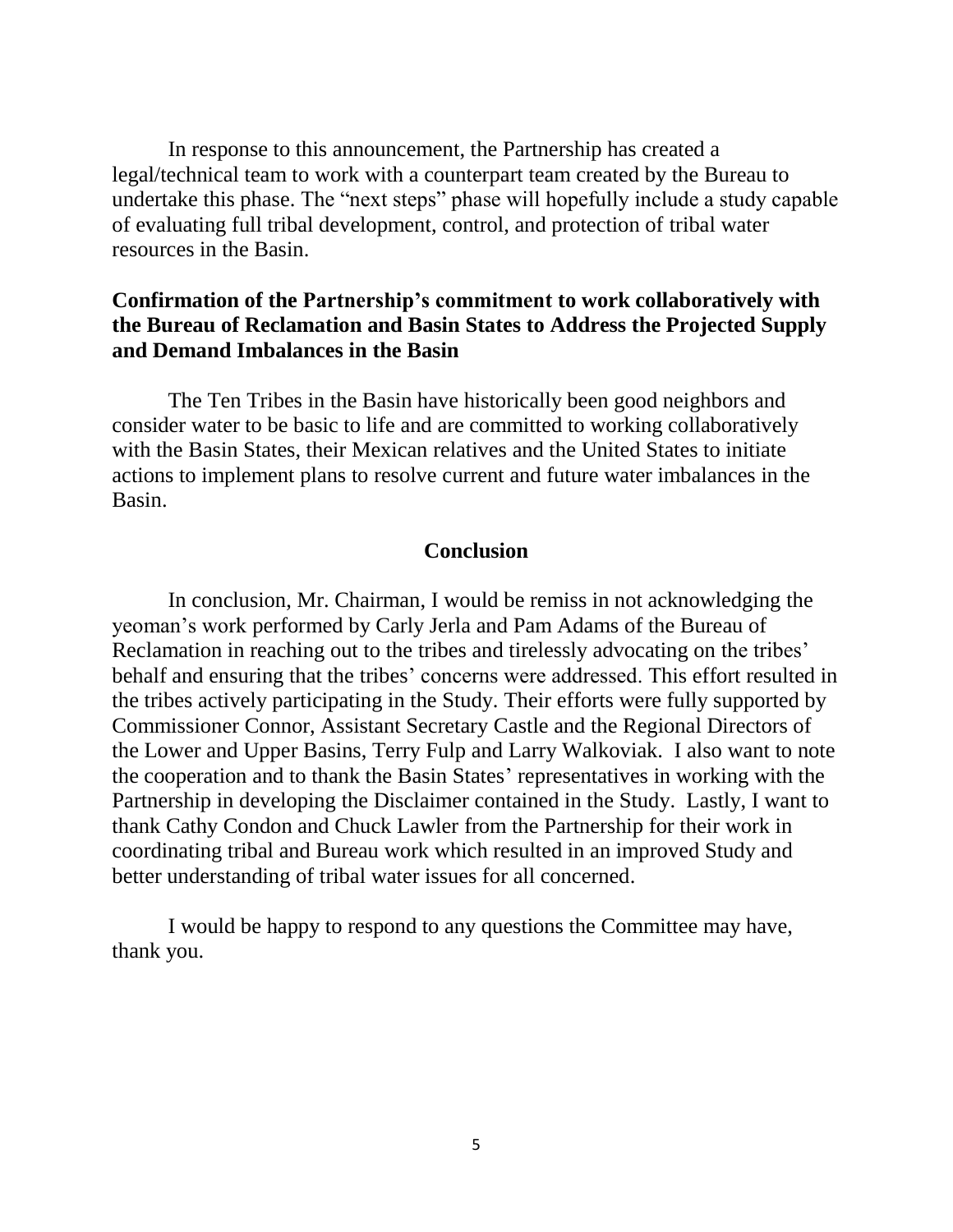In response to this announcement, the Partnership has created a legal/technical team to work with a counterpart team created by the Bureau to undertake this phase. The "next steps" phase will hopefully include a study capable of evaluating full tribal development, control, and protection of tribal water resources in the Basin.

**Confirmation of the Partnership's commitment to work collaboratively with the Bureau of Reclamation and Basin States to Address the Projected Supply and Demand Imbalances in the Basin**

The Ten Tribes in the Basin have historically been good neighbors and consider water to be basic to life and are committed to working collaboratively with the Basin States, their Mexican relatives and the United States to initiate actions to implement plans to resolve current and future water imbalances in the Basin.

## Conclusion

In conclusion, Mr. Chairman, I would be remiss in not acknowledging the yeoman's work performed by Carly Jerla and Pam Adams of the Bureau of Reclamation in reaching out to the tribes and tirelessly advocating on the tribes' behalf and ensuring that the tribes' concerns were addressed. This effort resulted in the tribes actively participating in the Study. Their efforts were fully supported by Commissioner Connor, Assistant Secretary Castle and the Regional Directors of the Lower and Upper Basins, Terry Fulp and Larry Walkoviak. I also want to note the cooperation and to thank the Basin States' representatives in working with the Partnership in developing the Disclaimer contained in the Study. Lastly, I want to thank Cathy Condon and Chuck Lawler from the Partnership for their work in coordinating tribal and Bureau work which resulted in an improved Study and better understanding of tribal water issues for all concerned.

I would be happy to respond to any questions the Committee may have, thank you.